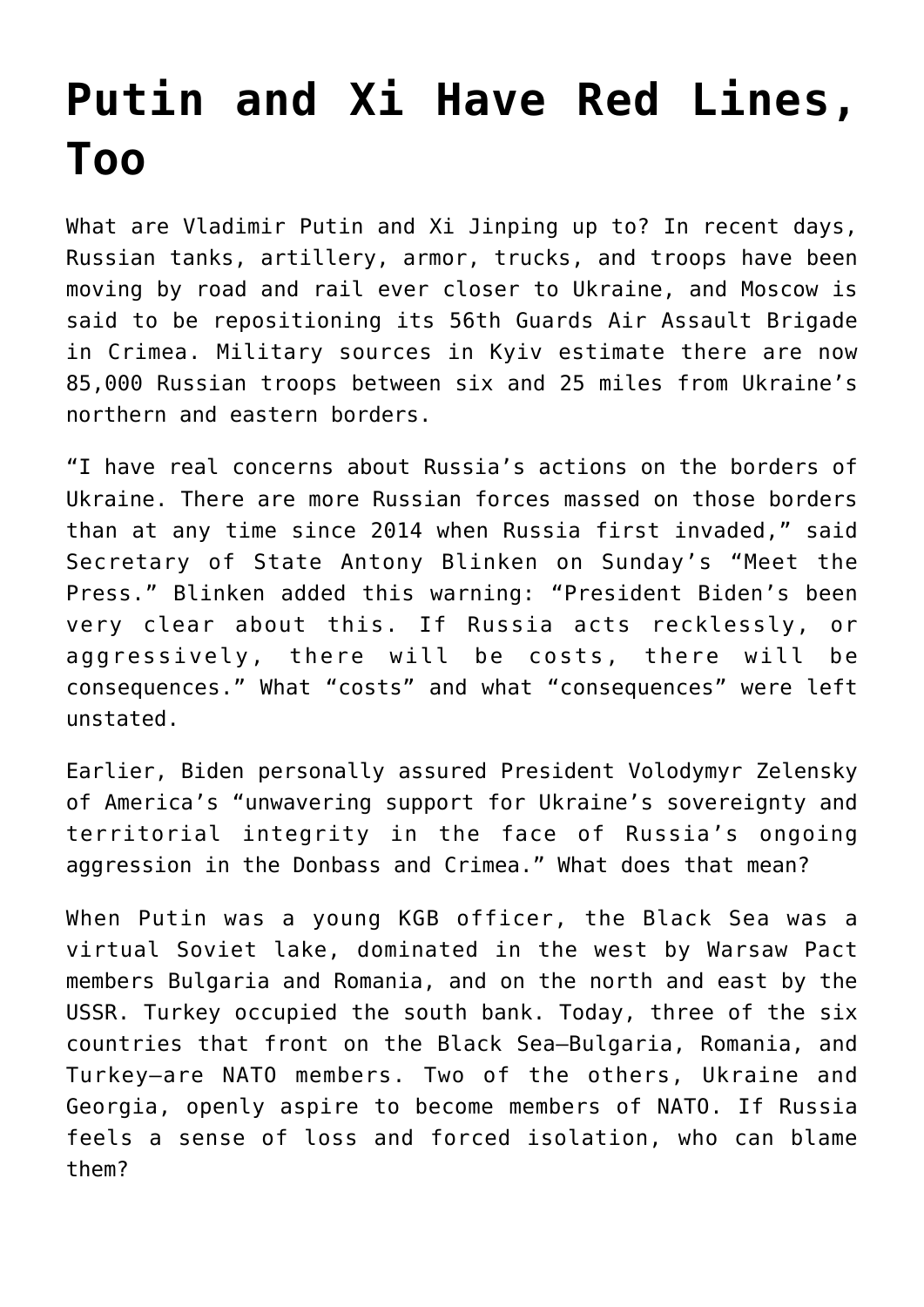# Putin and Xi Have Red Lines, Too

What are Vladimir Putin and Xi Jinping up to? In recent days, Russian tanks, artillery, armor, trucks, and troops have been moving by road and rail ever closer to Ukraine, and Moscow is said to be repositioning its 56th Guards Air Assault Brigade in Crimea. Military sources in Kyiv estimate there are now 85,000 Russian troops between six and 25 miles from Ukraine's northern and eastern borders.

"I have real concerns about Russia's actions on the borders of Ukraine. There are more Russian forces massed on those borders than at any time since 2014 when Russia first invaded," said Secretary of State Antony Blinken on Sunday's "Meet the Press." Blinken added this warning: "President Biden's been very clear about this. If Russia acts recklessly, or aggressively, there will be costs, there will be consequences." What "costs" and what "consequences" were left unstated.

Earlier, Biden personally assured President Volodymyr Zelensky of America's "unwavering support for Ukraine's sovereignty and territorial integrity in the face of Russia's ongoing aggression in the Donbass and Crimea." What does that mean?

When Putin was a young KGB officer, the Black Sea was a virtual Soviet lake, dominated in the west by Warsaw Pact members Bulgaria and Romania, and on the north and east by the USSR. Turkey occupied the south bank. Today, three of the six countries that front on the Black Sea—Bulgaria, Romania, and Turkey—are NATO members. Two of the others, Ukraine and Georgia, openly aspire to become members of NATO. If Russia feels a sense of loss and forced isolation, who can blame them?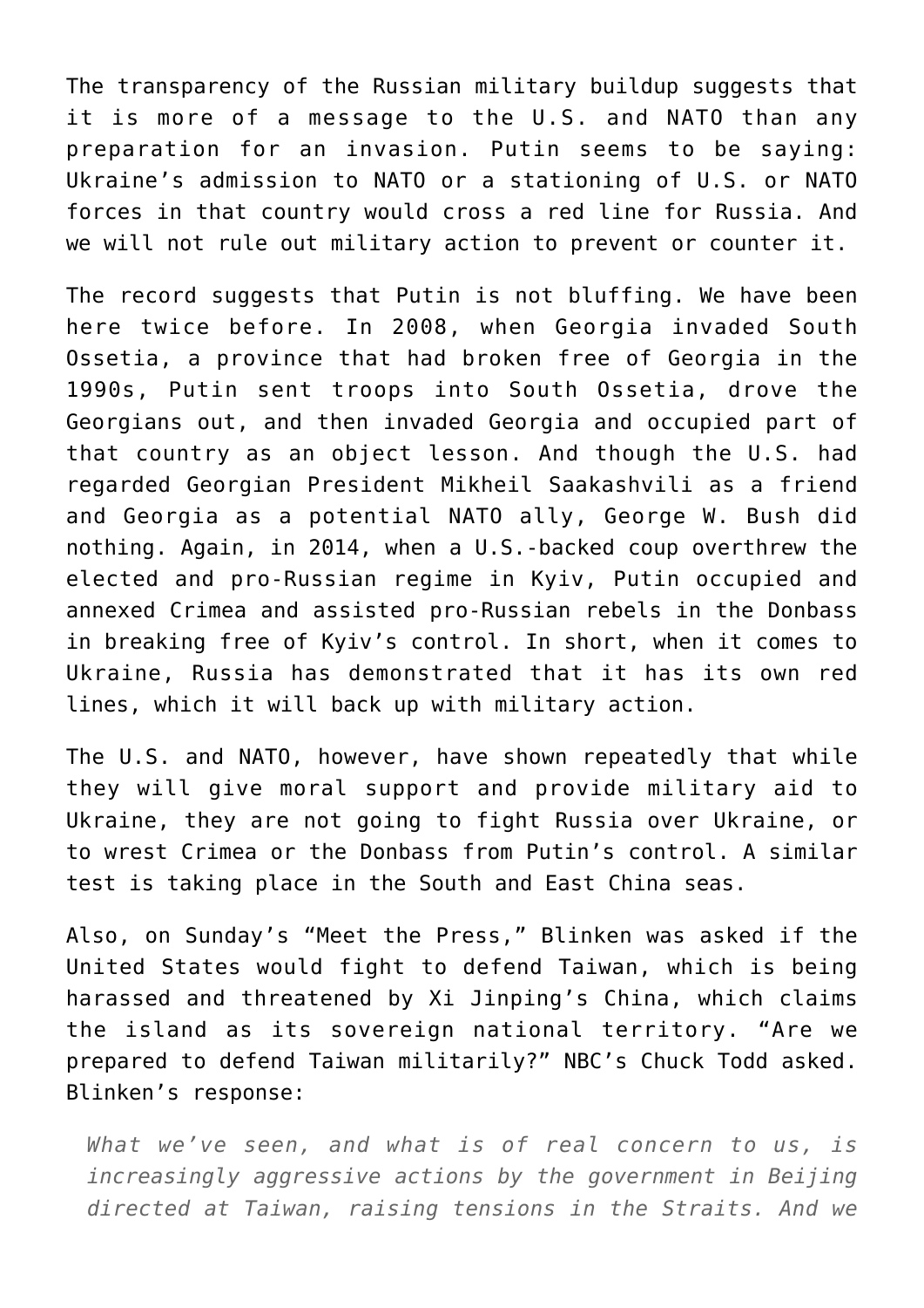The transparency of the Russian military buildup suggests that it is more of a message to the U.S. and NATO than any preparation for an invasion. Putin seems to be saying: Ukraine's admission to NATO or a stationing of U.S. or NATO forces in that country would cross a red line for Russia. And we will not rule out military action to prevent or counter it.

The record suggests that Putin is not bluffing. We have been here twice before. In 2008, when Georgia invaded South Ossetia, a province that had broken free of Georgia in the 1990s, Putin sent troops into South Ossetia, drove the Georgians out, and then invaded Georgia and occupied part of that country as an object lesson. And though the U.S. had regarded Georgian President Mikheil Saakashvili as a friend and Georgia as a potential NATO ally, George W. Bush did nothing. Again, in 2014, when a U.S.-backed coup overthrew the elected and pro-Russian regime in Kyiv, Putin occupied and annexed Crimea and assisted pro-Russian rebels in the Donbass in breaking free of Kyiv's control. In short, when it comes to Ukraine, Russia has demonstrated that it has its own red lines, which it will back up with military action.

The U.S. and NATO, however, have shown repeatedly that while they will give moral support and provide military aid to Ukraine, they are not going to fight Russia over Ukraine, or to wrest Crimea or the Donbass from Putin's control. A similar test is taking place in the South and East China seas.

Also, on Sunday's "Meet the Press," Blinken was asked if the United States would fight to defend Taiwan, which is being harassed and threatened by Xi Jinping's China, which claims the island as its sovereign national territory. "Are we prepared to defend Taiwan militarily?" NBC's Chuck Todd asked. Blinken's response:

> *What we've seen, and what is of real concern to us, is increasingly aggressive actions by the government in Beijing directed at Taiwan, raising tensions in the Straits. And we*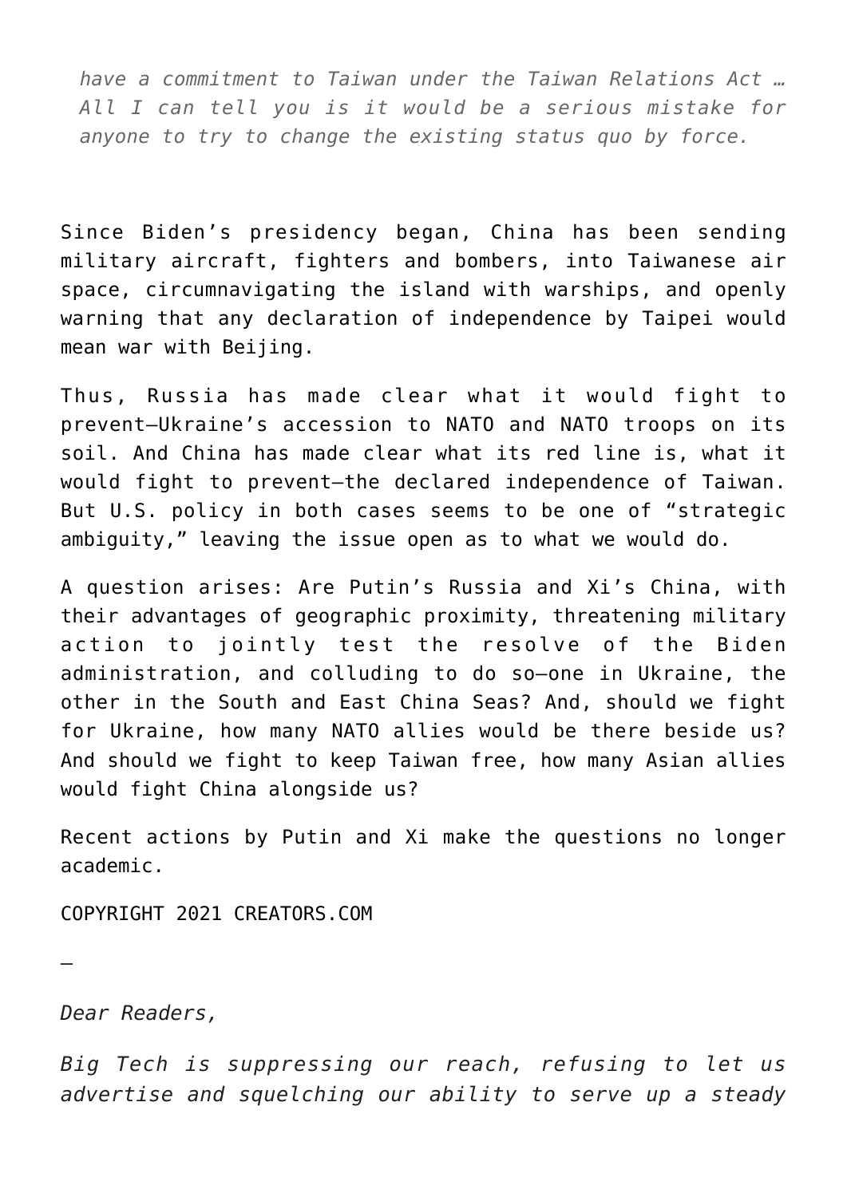> *have a commitment to Taiwan under the Taiwan Relations Act … All I can tell you is it would be a serious mistake for anyone to try to change the existing status quo by force.*

Since Biden's presidency began, China has been sending military aircraft, fighters and bombers, into Taiwanese air space, circumnavigating the island with warships, and openly warning that any declaration of independence by Taipei would mean war with Beijing.

Thus, Russia has made clear what it would fight to prevent—Ukraine's accession to NATO and NATO troops on its soil. And China has made clear what its red line is, what it would fight to prevent—the declared independence of Taiwan. But U.S. policy in both cases seems to be one of "strategic ambiguity," leaving the issue open as to what we would do.

A question arises: Are Putin's Russia and Xi's China, with their advantages of geographic proximity, threatening military action to jointly test the resolve of the Biden administration, and colluding to do so—one in Ukraine, the other in the South and East China Seas? And, should we fight for Ukraine, how many NATO allies would be there beside us? And should we fight to keep Taiwan free, how many Asian allies would fight China alongside us?

Recent actions by Putin and Xi make the questions no longer academic.

COPYRIGHT 2021 CREATORS.COM

—

*Dear Readers,*

*Big Tech is suppressing our reach, refusing to let us advertise and squelching our ability to serve up a steady*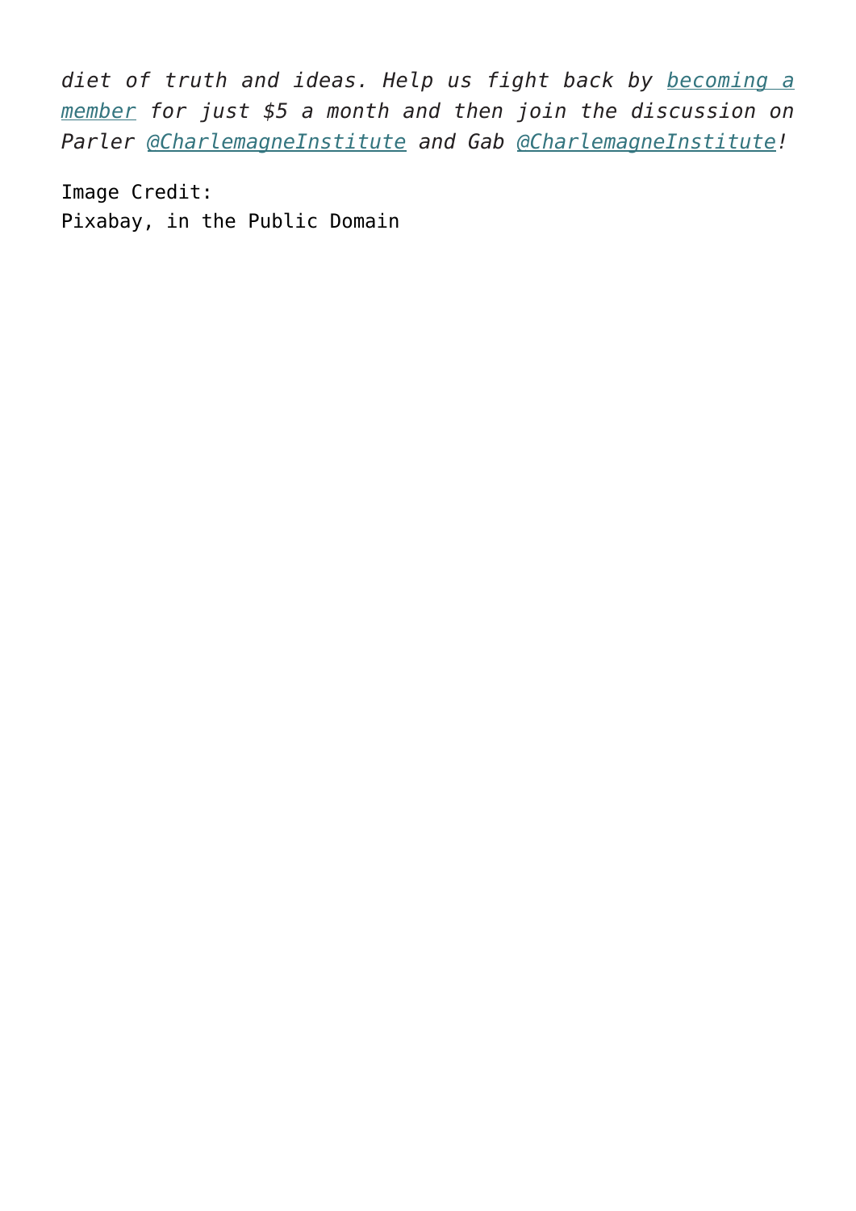*diet of truth and ideas. Help us fight back by [becoming a member](#) for just $5 a month and then join the discussion on Parler [@CharlemagneInstitute](#) and Gab [@CharlemagneInstitute](#)!*

Image Credit:
Pixabay, in the Public Domain